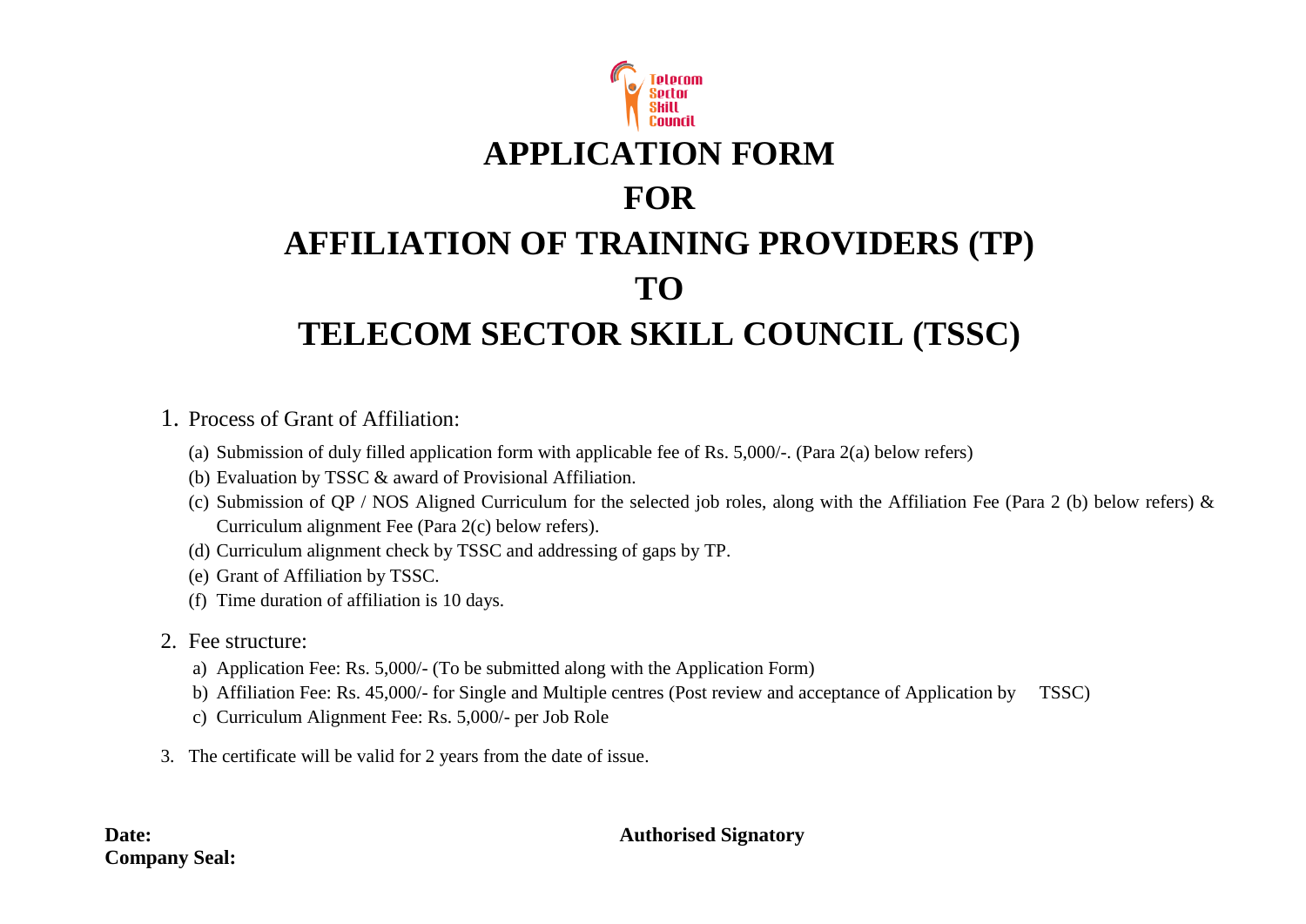# APPLICATION FORM

# FOR

# AFFILIATION OF TRAINING PROVIDERS (TP)

# TO

# TELECOM SECTOR SKILL COUNCIL (TSSC)

1. Process of Grant of Affiliation:
   - (a) Submission of duly filled application form with applicable fee of Rs. 5,000/-. (Para 2(a) below refers)
   - (b) Evaluation by TSSC & award of Provisional Affiliation.
   - (c) Submission of QP / NOS Aligned Curriculum for the selected job roles, along with the Affiliation Fee (Para 2 (b) below refers) & Curriculum alignment Fee (Para 2(c) below refers).
   - (d) Curriculum alignment check by TSSC and addressing of gaps by TP.
   - (e) Grant of Affiliation by TSSC.
   - (f) Time duration of affiliation is 10 days.

2. Fee structure:
   - a) Application Fee: Rs. 5,000/- (To be submitted along with the Application Form)
   - b) Affiliation Fee: Rs. 45,000/- for Single and Multiple centres (Post review and acceptance of Application by TSSC)
   - c) Curriculum Alignment Fee: Rs. 5,000/- per Job Role

3. The certificate will be valid for 2 years from the date of issue.

**Date:** **Authorised Signatory**

**Company Seal:**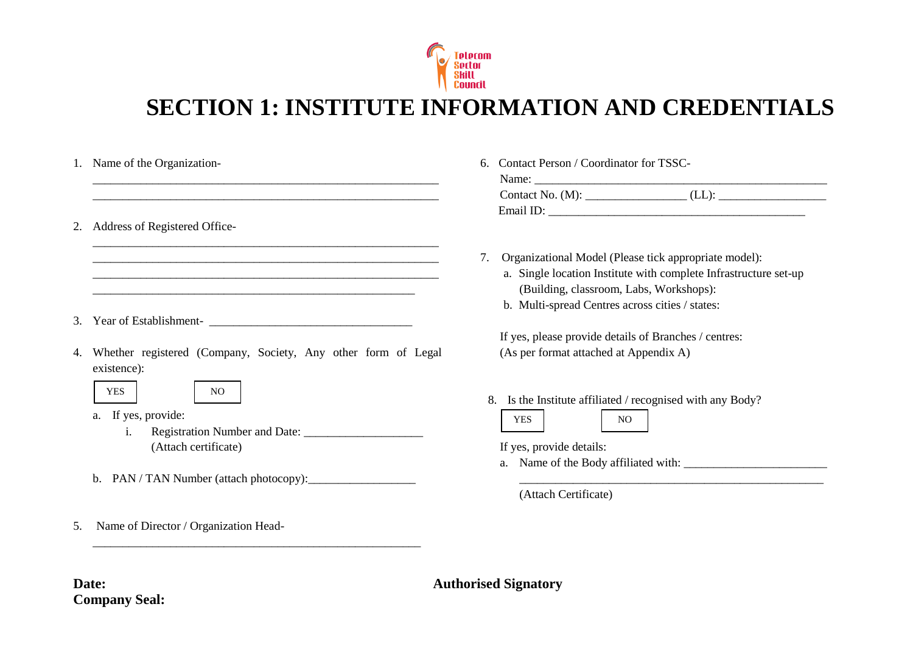Telecom Sector Skill Council

# SECTION 1: INSTITUTE INFORMATION AND CREDENTIALS

1. Name of the Organization-
   ___________________________________________________________
   ___________________________________________________________

2. Address of Registered Office-
   ___________________________________________________________
   ___________________________________________________________
   ___________________________________________________________
   _______________________________________________________

3. Year of Establishment- __________________________________

4. Whether registered (Company, Society, Any other form of Legal existence):

   YES &nbsp;&nbsp;&nbsp;&nbsp; NO

   a. If yes, provide:
      i. Registration Number and Date: ____________________
         (Attach certificate)

   b. PAN / TAN Number (attach photocopy):__________________

5. Name of Director / Organization Head-
   _______________________________________________________

6. Contact Person / Coordinator for TSSC-
   Name: _________________________________________________
   Contact No. (M): ________________ (LL): __________________
   Email ID: _____________________________________________

7. Organizational Model (Please tick appropriate model):
   a. Single location Institute with complete Infrastructure set-up (Building, classroom, Labs, Workshops):
   b. Multi-spread Centres across cities / states:

   If yes, please provide details of Branches / centres:
   (As per format attached at Appendix A)

8. Is the Institute affiliated / recognised with any Body?

   YES &nbsp;&nbsp;&nbsp;&nbsp; NO

   If yes, provide details:
   a. Name of the Body affiliated with: _______________________
      ___________________________________________________
      (Attach Certificate)

**Date:**
**Company Seal:**

**Authorised Signatory**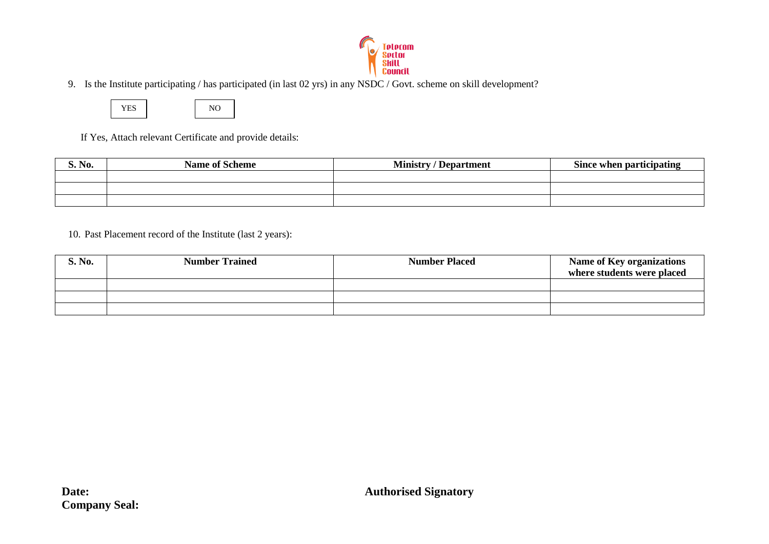9. Is the Institute participating / has participated (in last 02 yrs) in any NSDC / Govt. scheme on skill development?

YES   NO

If Yes, Attach relevant Certificate and provide details:

| S. No. | Name of Scheme | Ministry / Department | Since when participating |
|---|---|---|---|
| | | | |
| | | | |
| | | | |

10. Past Placement record of the Institute (last 2 years):

| S. No. | Number Trained | Number Placed | Name of Key organizations where students were placed |
|---|---|---|---|
| | | | |
| | | | |
| | | | |

**Date:**

**Company Seal:**

**Authorised Signatory**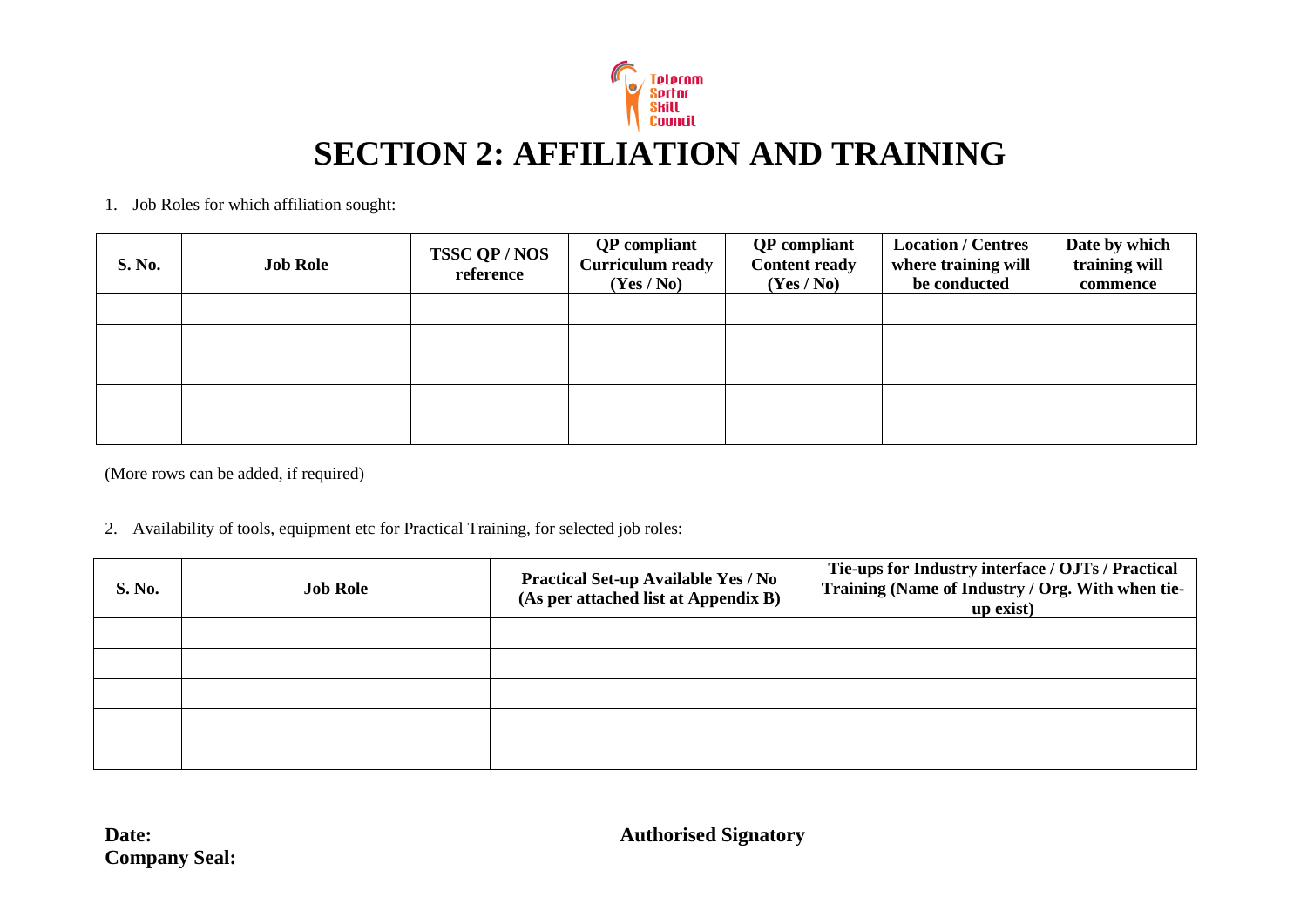# SECTION 2: AFFILIATION AND TRAINING

1. Job Roles for which affiliation sought:

| S. No. | Job Role | TSSC QP / NOS reference | QP compliant Curriculum ready (Yes / No) | QP compliant Content ready (Yes / No) | Location / Centres where training will be conducted | Date by which training will commence |
|---|---|---|---|---|---|---|
| | | | | | | |
| | | | | | | |
| | | | | | | |
| | | | | | | |
| | | | | | | |

(More rows can be added, if required)

2. Availability of tools, equipment etc for Practical Training, for selected job roles:

| S. No. | Job Role | Practical Set-up Available Yes / No (As per attached list at Appendix B) | Tie-ups for Industry interface / OJTs / Practical Training (Name of Industry / Org. With when tie-up exist) |
|---|---|---|---|
| | | | |
| | | | |
| | | | |
| | | | |
| | | | |

**Date:**

**Company Seal:**

**Authorised Signatory**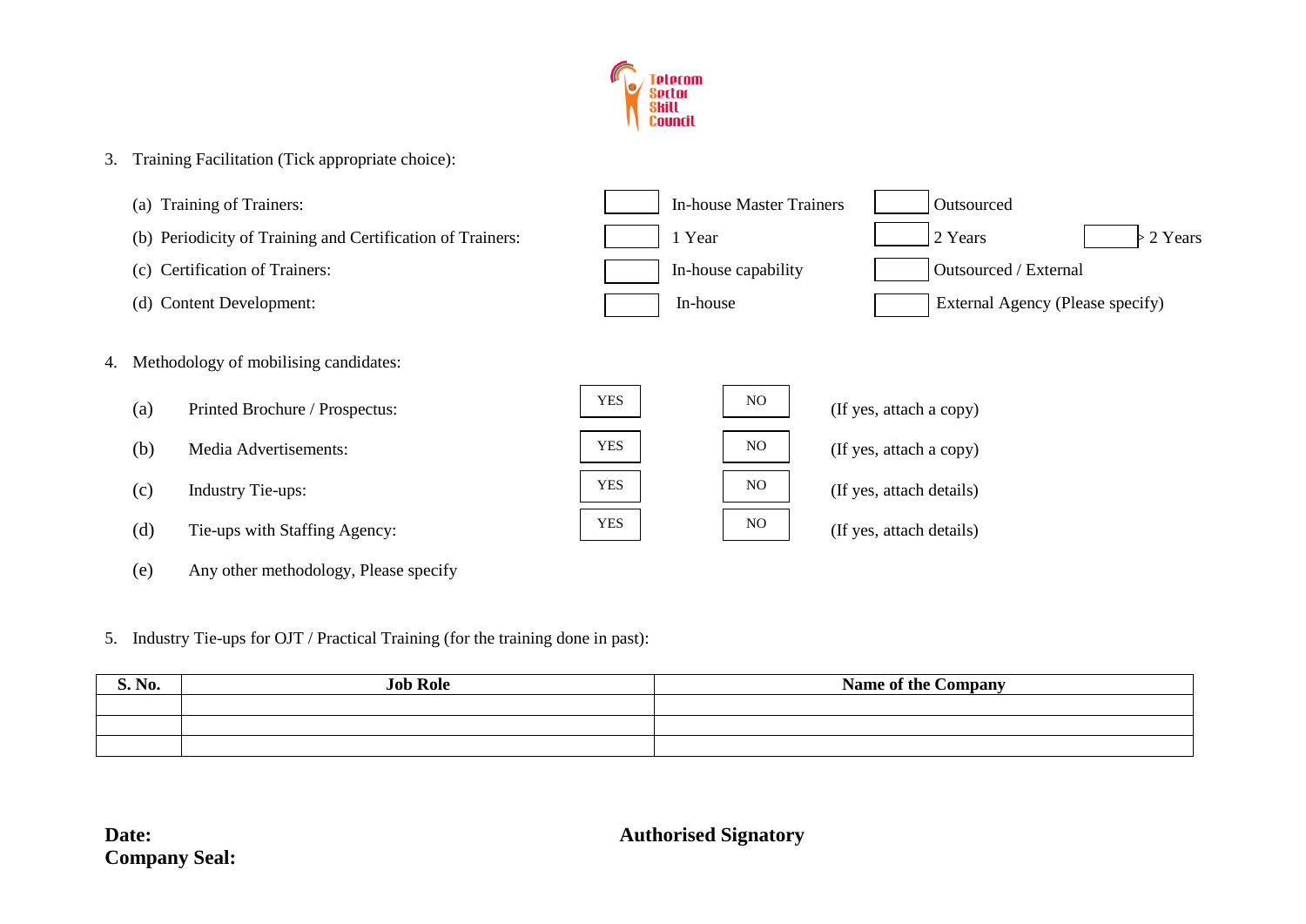3. Training Facilitation (Tick appropriate choice):

   (a) Training of Trainers: ☐ In-house Master Trainers ☐ Outsourced

   (b) Periodicity of Training and Certification of Trainers: ☐ 1 Year ☐ 2 Years ☐ > 2 Years

   (c) Certification of Trainers: ☐ In-house capability ☐ Outsourced / External

   (d) Content Development: ☐ In-house ☐ External Agency (Please specify)

4. Methodology of mobilising candidates:

   (a) Printed Brochure / Prospectus: YES NO (If yes, attach a copy)

   (b) Media Advertisements: YES NO (If yes, attach a copy)

   (c) Industry Tie-ups: YES NO (If yes, attach details)

   (d) Tie-ups with Staffing Agency: YES NO (If yes, attach details)

   (e) Any other methodology, Please specify

5. Industry Tie-ups for OJT / Practical Training (for the training done in past):

| S. No. | Job Role | Name of the Company |
|---|---|---|
| | | |
| | | |
| | | |

**Date:**

**Company Seal:**

**Authorised Signatory**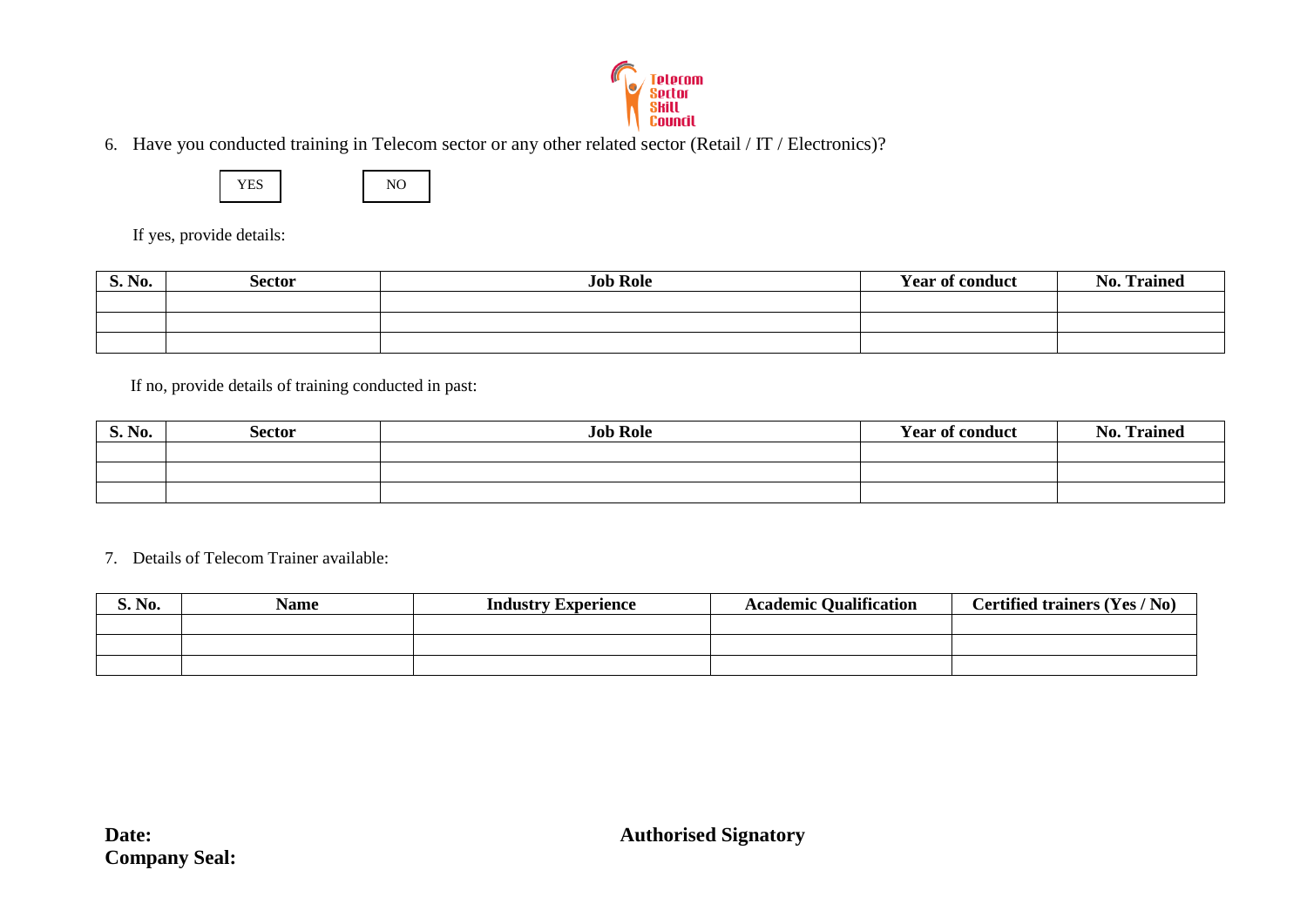6. Have you conducted training in Telecom sector or any other related sector (Retail / IT / Electronics)?

YES NO

If yes, provide details:

| S. No. | Sector | Job Role | Year of conduct | No. Trained |
|---|---|---|---|---|
| | | | | |
| | | | | |
| | | | | |

If no, provide details of training conducted in past:

| S. No. | Sector | Job Role | Year of conduct | No. Trained |
|---|---|---|---|---|
| | | | | |
| | | | | |
| | | | | |

7. Details of Telecom Trainer available:

| S. No. | Name | Industry Experience | Academic Qualification | Certified trainers (Yes / No) |
|---|---|---|---|---|
| | | | | |
| | | | | |
| | | | | |

**Date:**

**Company Seal:**

**Authorised Signatory**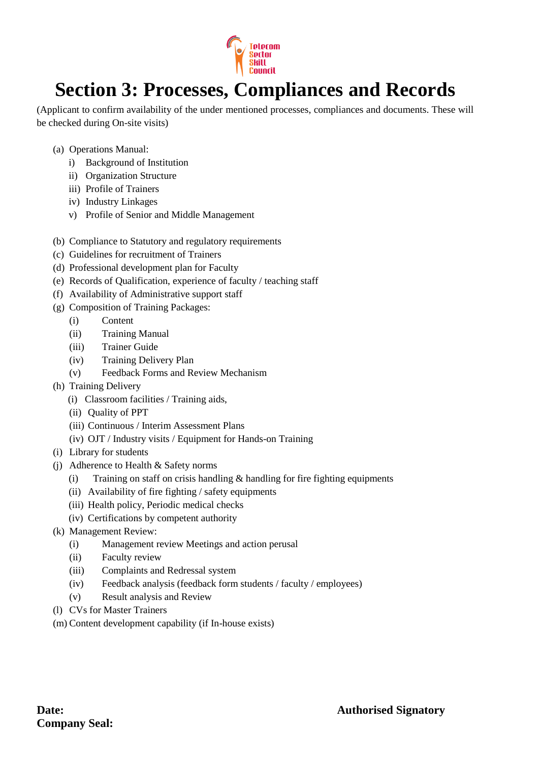# Section 3: Processes, Compliances and Records

(Applicant to confirm availability of the under mentioned processes, compliances and documents. These will be checked during On-site visits)

- (a) Operations Manual:
  - i) Background of Institution
  - ii) Organization Structure
  - iii) Profile of Trainers
  - iv) Industry Linkages
  - v) Profile of Senior and Middle Management

- (b) Compliance to Statutory and regulatory requirements
- (c) Guidelines for recruitment of Trainers
- (d) Professional development plan for Faculty
- (e) Records of Qualification, experience of faculty / teaching staff
- (f) Availability of Administrative support staff
- (g) Composition of Training Packages:
  - (i) Content
  - (ii) Training Manual
  - (iii) Trainer Guide
  - (iv) Training Delivery Plan
  - (v) Feedback Forms and Review Mechanism
- (h) Training Delivery
  - (i) Classroom facilities / Training aids,
  - (ii) Quality of PPT
  - (iii) Continuous / Interim Assessment Plans
  - (iv) OJT / Industry visits / Equipment for Hands-on Training
- (i) Library for students
- (j) Adherence to Health & Safety norms
  - (i) Training on staff on crisis handling & handling for fire fighting equipments
  - (ii) Availability of fire fighting / safety equipments
  - (iii) Health policy, Periodic medical checks
  - (iv) Certifications by competent authority
- (k) Management Review:
  - (i) Management review Meetings and action perusal
  - (ii) Faculty review
  - (iii) Complaints and Redressal system
  - (iv) Feedback analysis (feedback form students / faculty / employees)
  - (v) Result analysis and Review
- (l) CVs for Master Trainers
- (m) Content development capability (if In-house exists)

**Date:** **Authorised Signatory**

**Company Seal:**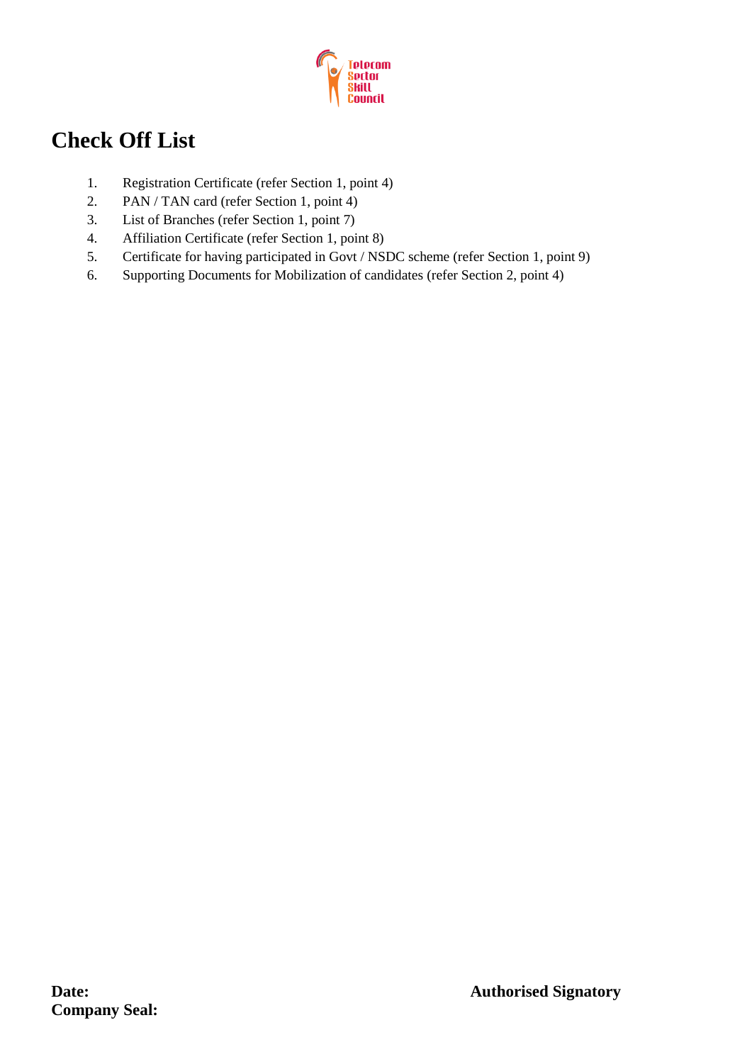# Check Off List

1. Registration Certificate (refer Section 1, point 4)
2. PAN / TAN card (refer Section 1, point 4)
3. List of Branches (refer Section 1, point 7)
4. Affiliation Certificate (refer Section 1, point 8)
5. Certificate for having participated in Govt / NSDC scheme (refer Section 1, point 9)
6. Supporting Documents for Mobilization of candidates (refer Section 2, point 4)

**Date:**

**Company Seal:**

**Authorised Signatory**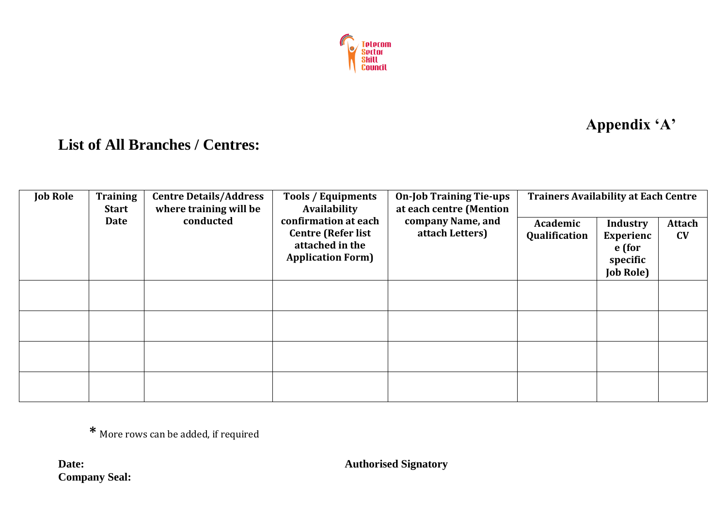**Appendix 'A'**

## List of All Branches / Centres:

| Job Role | Training Start Date | Centre Details/Address where training will be conducted | Tools / Equipments Availability confirmation at each Centre (Refer list attached in the Application Form) | On-Job Training Tie-ups at each centre (Mention company Name, and attach Letters) | Trainers Availability at Each Centre | | |
|---|---|---|---|---|---|---|---|
| | | | | | Academic Qualification | Industry Experience (for specific Job Role) | Attach CV |
| | | | | | | | |
| | | | | | | | |
| | | | | | | | |
| | | | | | | | |

\* More rows can be added, if required

**Date:**
**Company Seal:**

**Authorised Signatory**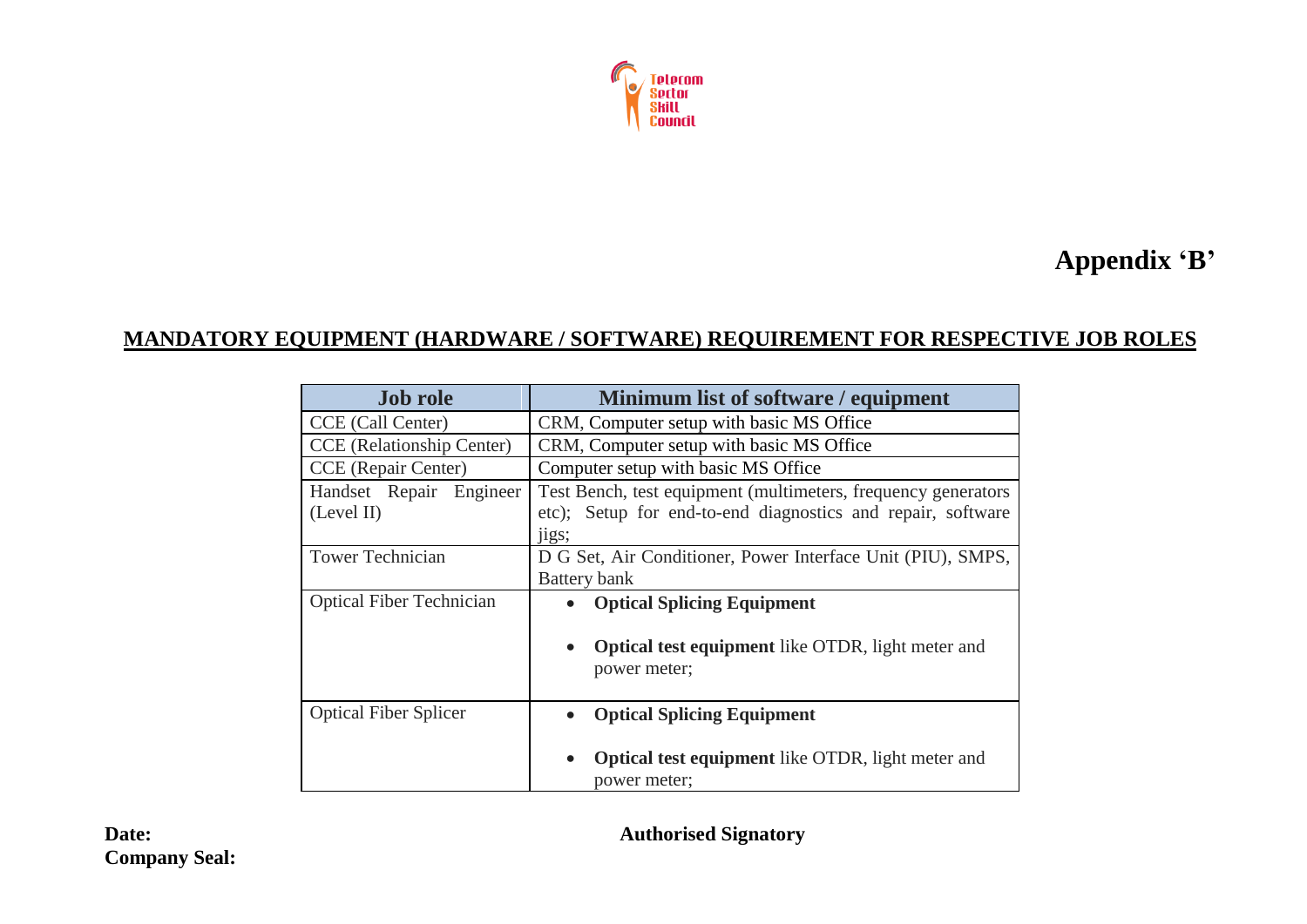Telecom Sector Skill Council

**Appendix 'B'**

## MANDATORY EQUIPMENT (HARDWARE / SOFTWARE) REQUIREMENT FOR RESPECTIVE JOB ROLES

| Job role | Minimum list of software / equipment |
|---|---|
| CCE (Call Center) | CRM, Computer setup with basic MS Office |
| CCE (Relationship Center) | CRM, Computer setup with basic MS Office |
| CCE (Repair Center) | Computer setup with basic MS Office |
| Handset Repair Engineer (Level II) | Test Bench, test equipment (multimeters, frequency generators etc); Setup for end-to-end diagnostics and repair, software jigs; |
| Tower Technician | D G Set, Air Conditioner, Power Interface Unit (PIU), SMPS, Battery bank |
| Optical Fiber Technician | • **Optical Splicing Equipment**<br>• **Optical test equipment** like OTDR, light meter and power meter; |
| Optical Fiber Splicer | • **Optical Splicing Equipment**<br>• **Optical test equipment** like OTDR, light meter and power meter; |

**Date:**
**Company Seal:**

**Authorised Signatory**